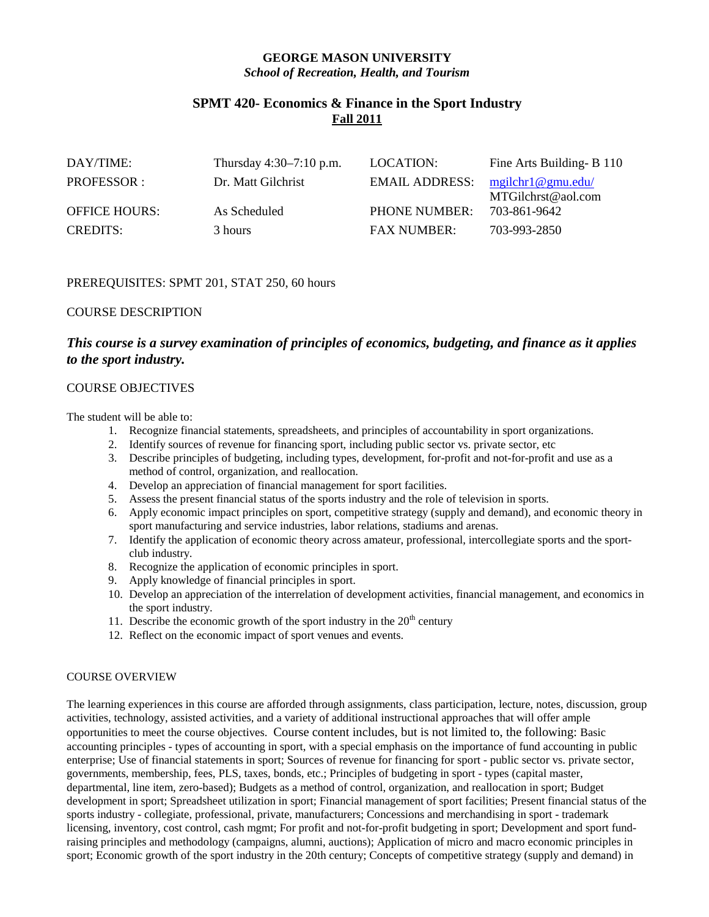**GEORGE MASON UNIVERSITY**
***School of Recreation, Health, and Tourism***

# SPMT 420- Economics & Finance in the Sport Industry

**Fall 2011**

| | | | |
|---|---|---|---|
| DAY/TIME: | Thursday 4:30–7:10 p.m. | LOCATION: | Fine Arts Building- B 110 |
| PROFESSOR : | Dr. Matt Gilchrist | EMAIL ADDRESS: | mgilchr1@gmu.edu/ MTGilchrst@aol.com |
| OFFICE HOURS: | As Scheduled | PHONE NUMBER: | 703-861-9642 |
| CREDITS: | 3 hours | FAX NUMBER: | 703-993-2850 |

PREREQUISITES: SPMT 201, STAT 250, 60 hours

COURSE DESCRIPTION

***This course is a survey examination of principles of economics, budgeting, and finance as it applies to the sport industry.***

COURSE OBJECTIVES

The student will be able to:

1. Recognize financial statements, spreadsheets, and principles of accountability in sport organizations.
2. Identify sources of revenue for financing sport, including public sector vs. private sector, etc
3. Describe principles of budgeting, including types, development, for-profit and not-for-profit and use as a method of control, organization, and reallocation.
4. Develop an appreciation of financial management for sport facilities.
5. Assess the present financial status of the sports industry and the role of television in sports.
6. Apply economic impact principles on sport, competitive strategy (supply and demand), and economic theory in sport manufacturing and service industries, labor relations, stadiums and arenas.
7. Identify the application of economic theory across amateur, professional, intercollegiate sports and the sport-club industry.
8. Recognize the application of economic principles in sport.
9. Apply knowledge of financial principles in sport.
10. Develop an appreciation of the interrelation of development activities, financial management, and economics in the sport industry.
11. Describe the economic growth of the sport industry in the 20th century
12. Reflect on the economic impact of sport venues and events.

COURSE OVERVIEW

The learning experiences in this course are afforded through assignments, class participation, lecture, notes, discussion, group activities, technology, assisted activities, and a variety of additional instructional approaches that will offer ample opportunities to meet the course objectives. Course content includes, but is not limited to, the following: Basic accounting principles - types of accounting in sport, with a special emphasis on the importance of fund accounting in public enterprise; Use of financial statements in sport; Sources of revenue for financing for sport - public sector vs. private sector, governments, membership, fees, PLS, taxes, bonds, etc.; Principles of budgeting in sport - types (capital master, departmental, line item, zero-based); Budgets as a method of control, organization, and reallocation in sport; Budget development in sport; Spreadsheet utilization in sport; Financial management of sport facilities; Present financial status of the sports industry - collegiate, professional, private, manufacturers; Concessions and merchandising in sport - trademark licensing, inventory, cost control, cash mgmt; For profit and not-for-profit budgeting in sport; Development and sport fund-raising principles and methodology (campaigns, alumni, auctions); Application of micro and macro economic principles in sport; Economic growth of the sport industry in the 20th century; Concepts of competitive strategy (supply and demand) in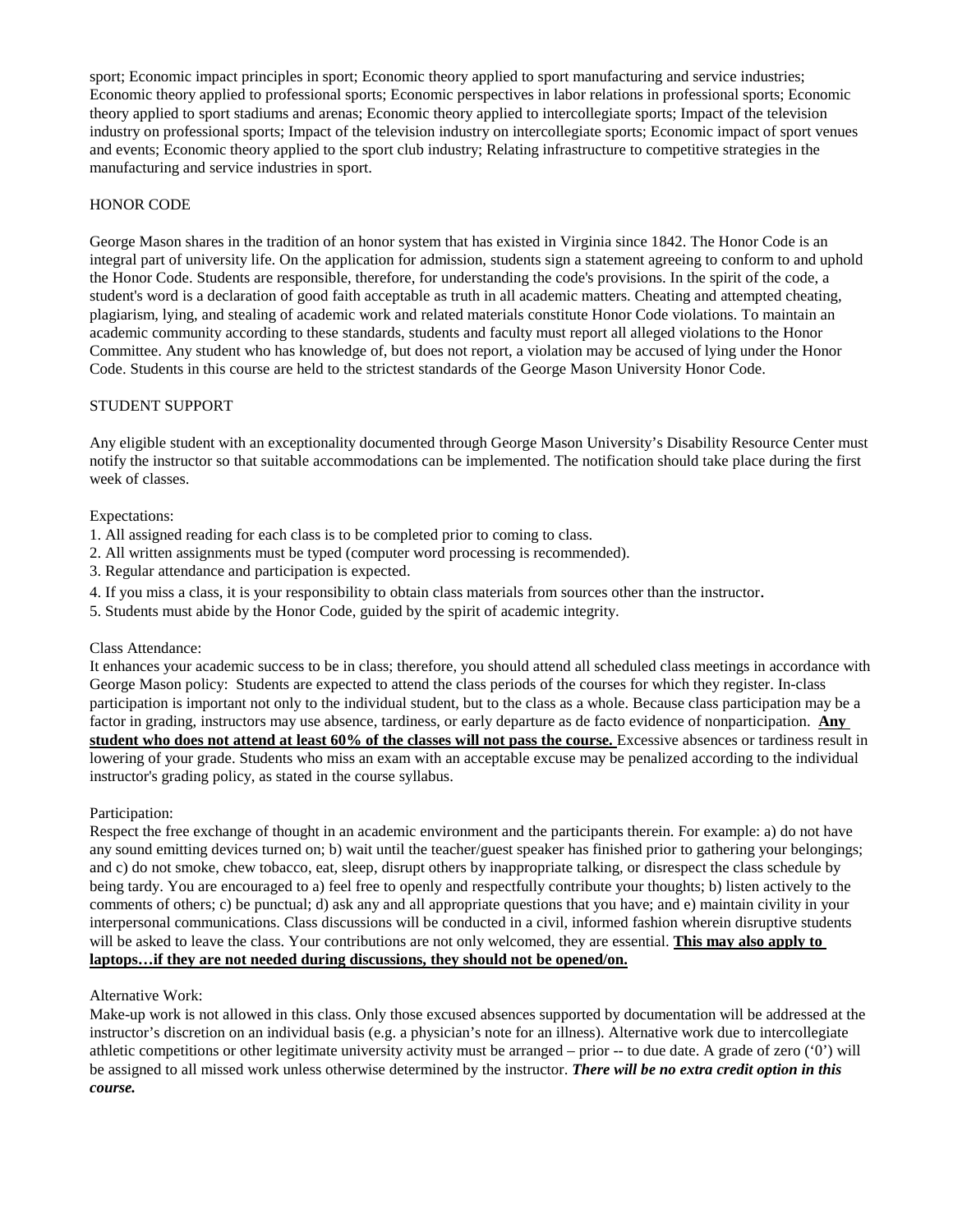sport; Economic impact principles in sport; Economic theory applied to sport manufacturing and service industries; Economic theory applied to professional sports; Economic perspectives in labor relations in professional sports; Economic theory applied to sport stadiums and arenas; Economic theory applied to intercollegiate sports; Impact of the television industry on professional sports; Impact of the television industry on intercollegiate sports; Economic impact of sport venues and events; Economic theory applied to the sport club industry; Relating infrastructure to competitive strategies in the manufacturing and service industries in sport.

## HONOR CODE

George Mason shares in the tradition of an honor system that has existed in Virginia since 1842. The Honor Code is an integral part of university life. On the application for admission, students sign a statement agreeing to conform to and uphold the Honor Code. Students are responsible, therefore, for understanding the code's provisions. In the spirit of the code, a student's word is a declaration of good faith acceptable as truth in all academic matters. Cheating and attempted cheating, plagiarism, lying, and stealing of academic work and related materials constitute Honor Code violations. To maintain an academic community according to these standards, students and faculty must report all alleged violations to the Honor Committee. Any student who has knowledge of, but does not report, a violation may be accused of lying under the Honor Code. Students in this course are held to the strictest standards of the George Mason University Honor Code.

## STUDENT SUPPORT

Any eligible student with an exceptionality documented through George Mason University's Disability Resource Center must notify the instructor so that suitable accommodations can be implemented. The notification should take place during the first week of classes.

Expectations:

1. All assigned reading for each class is to be completed prior to coming to class.
2. All written assignments must be typed (computer word processing is recommended).
3. Regular attendance and participation is expected.
4. If you miss a class, it is your responsibility to obtain class materials from sources other than the instructor.
5. Students must abide by the Honor Code, guided by the spirit of academic integrity.

Class Attendance:

It enhances your academic success to be in class; therefore, you should attend all scheduled class meetings in accordance with George Mason policy: Students are expected to attend the class periods of the courses for which they register. In-class participation is important not only to the individual student, but to the class as a whole. Because class participation may be a factor in grading, instructors may use absence, tardiness, or early departure as de facto evidence of nonparticipation. **Any student who does not attend at least 60% of the classes will not pass the course.** Excessive absences or tardiness result in lowering of your grade. Students who miss an exam with an acceptable excuse may be penalized according to the individual instructor's grading policy, as stated in the course syllabus.

Participation:

Respect the free exchange of thought in an academic environment and the participants therein. For example: a) do not have any sound emitting devices turned on; b) wait until the teacher/guest speaker has finished prior to gathering your belongings; and c) do not smoke, chew tobacco, eat, sleep, disrupt others by inappropriate talking, or disrespect the class schedule by being tardy. You are encouraged to a) feel free to openly and respectfully contribute your thoughts; b) listen actively to the comments of others; c) be punctual; d) ask any and all appropriate questions that you have; and e) maintain civility in your interpersonal communications. Class discussions will be conducted in a civil, informed fashion wherein disruptive students will be asked to leave the class. Your contributions are not only welcomed, they are essential. **This may also apply to laptops…if they are not needed during discussions, they should not be opened/on.**

Alternative Work:

Make-up work is not allowed in this class. Only those excused absences supported by documentation will be addressed at the instructor's discretion on an individual basis (e.g. a physician's note for an illness). Alternative work due to intercollegiate athletic competitions or other legitimate university activity must be arranged – prior -- to due date. A grade of zero ('0') will be assigned to all missed work unless otherwise determined by the instructor. ***There will be no extra credit option in this course.***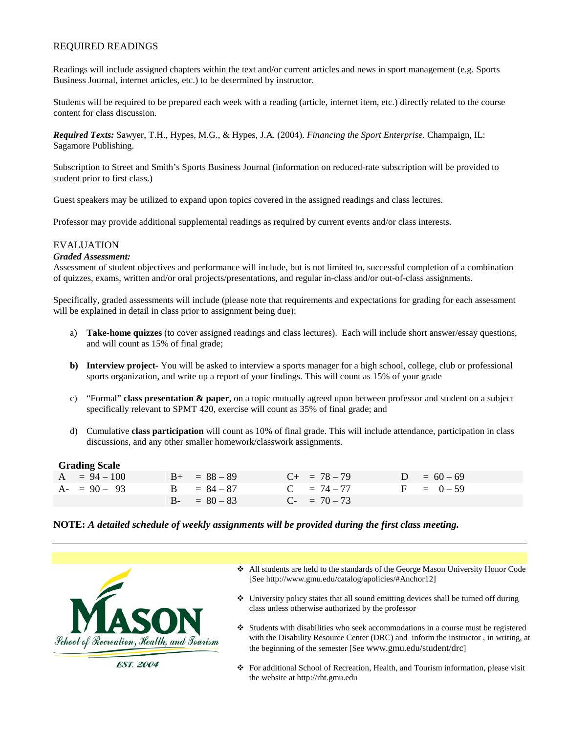## REQUIRED READINGS

Readings will include assigned chapters within the text and/or current articles and news in sport management (e.g. Sports Business Journal, internet articles, etc.) to be determined by instructor.

Students will be required to be prepared each week with a reading (article, internet item, etc.) directly related to the course content for class discussion.

***Required Texts:*** Sawyer, T.H., Hypes, M.G., & Hypes, J.A. (2004). *Financing the Sport Enterprise.* Champaign, IL: Sagamore Publishing.

Subscription to Street and Smith's Sports Business Journal (information on reduced-rate subscription will be provided to student prior to first class.)

Guest speakers may be utilized to expand upon topics covered in the assigned readings and class lectures.

Professor may provide additional supplemental readings as required by current events and/or class interests.

## EVALUATION

***Graded Assessment:***

Assessment of student objectives and performance will include, but is not limited to, successful completion of a combination of quizzes, exams, written and/or oral projects/presentations, and regular in-class and/or out-of-class assignments.

Specifically, graded assessments will include (please note that requirements and expectations for grading for each assessment will be explained in detail in class prior to assignment being due):

a) **Take-home quizzes** (to cover assigned readings and class lectures). Each will include short answer/essay questions, and will count as 15% of final grade;

**b) Interview project**- You will be asked to interview a sports manager for a high school, college, club or professional sports organization, and write up a report of your findings. This will count as 15% of your grade

c) "Formal" **class presentation & paper**, on a topic mutually agreed upon between professor and student on a subject specifically relevant to SPMT 420, exercise will count as 35% of final grade; and

d) Cumulative **class participation** will count as 10% of final grade. This will include attendance, participation in class discussions, and any other smaller homework/classwork assignments.

**Grading Scale**

| | | | |
|---|---|---|---|
| A = 94 – 100 | B+ = 88 – 89 | C+ = 78 – 79 | D = 60 – 69 |
| A- = 90 – 93 | B = 84 – 87 | C = 74 – 77 | F = 0 – 59 |
| | B- = 80 – 83 | C- = 70 – 73 | |

**NOTE:** ***A detailed schedule of weekly assignments will be provided during the first class meeting.***

---

MASON
School of Recreation, Health, and Tourism
EST. 2004

- All students are held to the standards of the George Mason University Honor Code [See http://www.gmu.edu/catalog/apolicies/#Anchor12]
- University policy states that all sound emitting devices shall be turned off during class unless otherwise authorized by the professor
- Students with disabilities who seek accommodations in a course must be registered with the Disability Resource Center (DRC) and inform the instructor , in writing, at the beginning of the semester [See www.gmu.edu/student/drc]
- For additional School of Recreation, Health, and Tourism information, please visit the website at http://rht.gmu.edu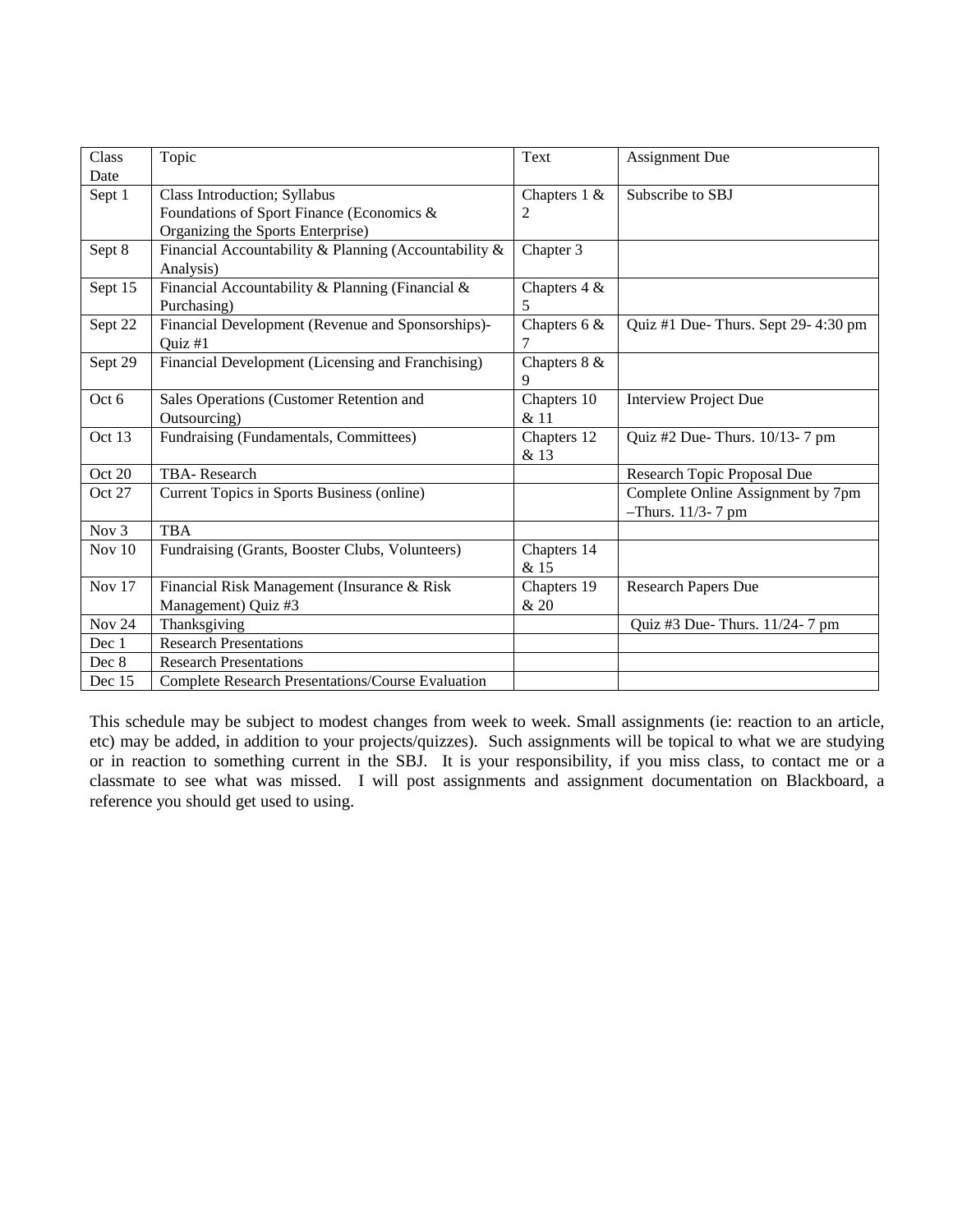| Class Date | Topic | Text | Assignment Due |
| --- | --- | --- | --- |
| Sept 1 | Class Introduction; Syllabus Foundations of Sport Finance (Economics & Organizing the Sports Enterprise) | Chapters 1 & 2 | Subscribe to SBJ |
| Sept 8 | Financial Accountability & Planning (Accountability & Analysis) | Chapter 3 | |
| Sept 15 | Financial Accountability & Planning (Financial & Purchasing) | Chapters 4 & 5 | |
| Sept 22 | Financial Development (Revenue and Sponsorships)- Quiz #1 | Chapters 6 & 7 | Quiz #1 Due- Thurs. Sept 29- 4:30 pm |
| Sept 29 | Financial Development (Licensing and Franchising) | Chapters 8 & 9 | |
| Oct 6 | Sales Operations (Customer Retention and Outsourcing) | Chapters 10 & 11 | Interview Project Due |
| Oct 13 | Fundraising (Fundamentals, Committees) | Chapters 12 & 13 | Quiz #2 Due- Thurs. 10/13- 7 pm |
| Oct 20 | TBA- Research | | Research Topic Proposal Due |
| Oct 27 | Current Topics in Sports Business (online) | | Complete Online Assignment by 7pm –Thurs. 11/3- 7 pm |
| Nov 3 | TBA | | |
| Nov 10 | Fundraising (Grants, Booster Clubs, Volunteers) | Chapters 14 & 15 | |
| Nov 17 | Financial Risk Management (Insurance & Risk Management) Quiz #3 | Chapters 19 & 20 | Research Papers Due |
| Nov 24 | Thanksgiving | | Quiz #3 Due- Thurs. 11/24- 7 pm |
| Dec 1 | Research Presentations | | |
| Dec 8 | Research Presentations | | |
| Dec 15 | Complete Research Presentations/Course Evaluation | | |

This schedule may be subject to modest changes from week to week. Small assignments (ie: reaction to an article, etc) may be added, in addition to your projects/quizzes). Such assignments will be topical to what we are studying or in reaction to something current in the SBJ. It is your responsibility, if you miss class, to contact me or a classmate to see what was missed. I will post assignments and assignment documentation on Blackboard, a reference you should get used to using.